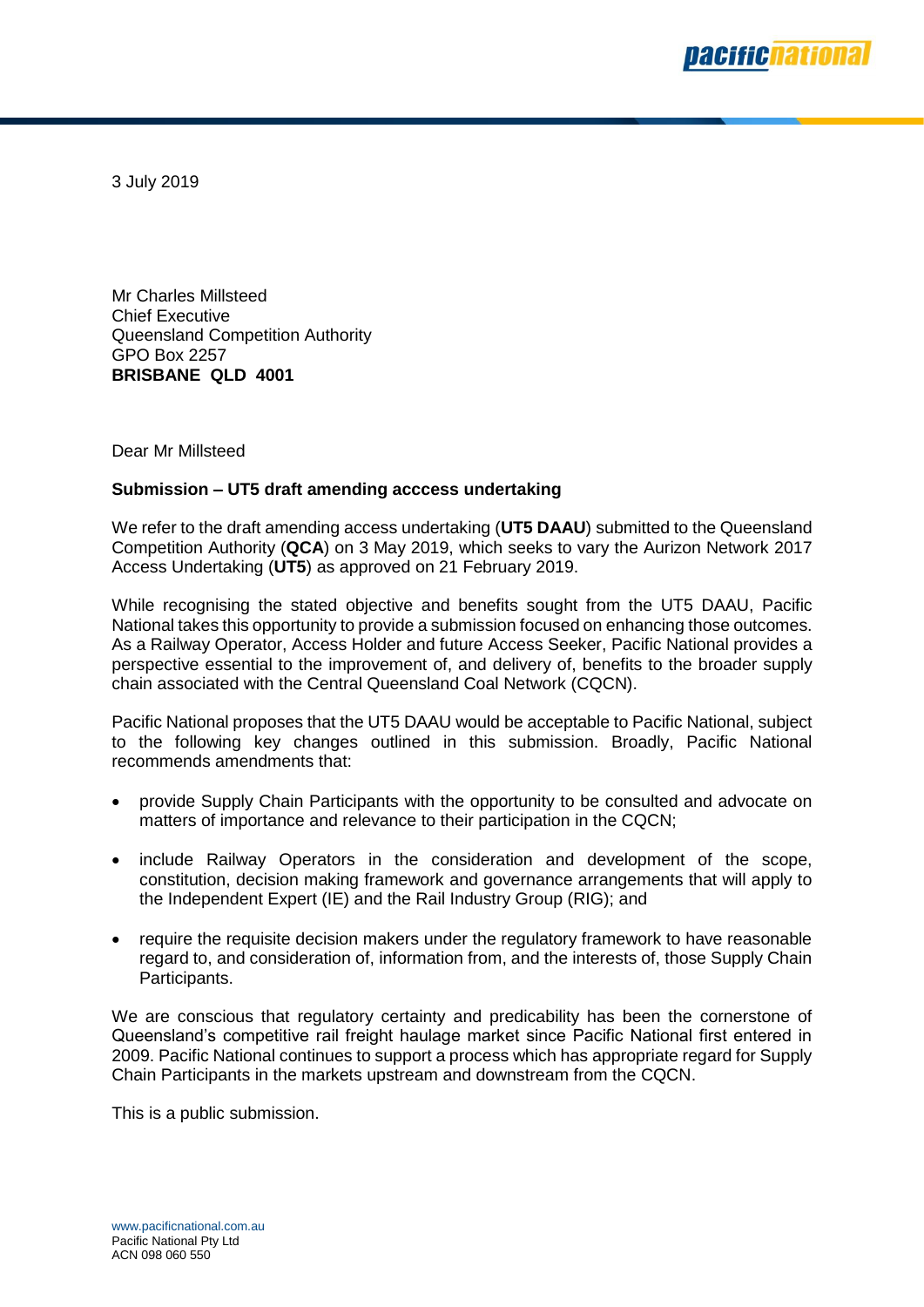3 July 2019

Mr Charles Millsteed
Chief Executive
Queensland Competition Authority
GPO Box 2257
**BRISBANE QLD 4001**

Dear Mr Millsteed

**Submission – UT5 draft amending acccess undertaking**

We refer to the draft amending access undertaking (**UT5 DAAU**) submitted to the Queensland Competition Authority (**QCA**) on 3 May 2019, which seeks to vary the Aurizon Network 2017 Access Undertaking (**UT5**) as approved on 21 February 2019.

While recognising the stated objective and benefits sought from the UT5 DAAU, Pacific National takes this opportunity to provide a submission focused on enhancing those outcomes. As a Railway Operator, Access Holder and future Access Seeker, Pacific National provides a perspective essential to the improvement of, and delivery of, benefits to the broader supply chain associated with the Central Queensland Coal Network (CQCN).

Pacific National proposes that the UT5 DAAU would be acceptable to Pacific National, subject to the following key changes outlined in this submission. Broadly, Pacific National recommends amendments that:

- provide Supply Chain Participants with the opportunity to be consulted and advocate on matters of importance and relevance to their participation in the CQCN;
- include Railway Operators in the consideration and development of the scope, constitution, decision making framework and governance arrangements that will apply to the Independent Expert (IE) and the Rail Industry Group (RIG); and
- require the requisite decision makers under the regulatory framework to have reasonable regard to, and consideration of, information from, and the interests of, those Supply Chain Participants.

We are conscious that regulatory certainty and predicability has been the cornerstone of Queensland's competitive rail freight haulage market since Pacific National first entered in 2009. Pacific National continues to support a process which has appropriate regard for Supply Chain Participants in the markets upstream and downstream from the CQCN.

This is a public submission.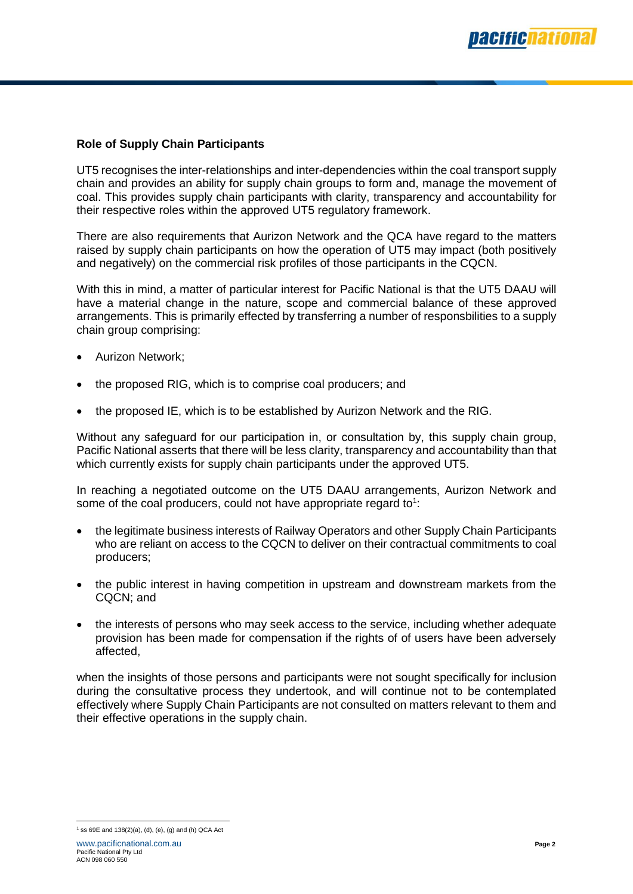## Role of Supply Chain Participants

UT5 recognises the inter-relationships and inter-dependencies within the coal transport supply chain and provides an ability for supply chain groups to form and, manage the movement of coal. This provides supply chain participants with clarity, transparency and accountability for their respective roles within the approved UT5 regulatory framework.

There are also requirements that Aurizon Network and the QCA have regard to the matters raised by supply chain participants on how the operation of UT5 may impact (both positively and negatively) on the commercial risk profiles of those participants in the CQCN.

With this in mind, a matter of particular interest for Pacific National is that the UT5 DAAU will have a material change in the nature, scope and commercial balance of these approved arrangements. This is primarily effected by transferring a number of responsbilities to a supply chain group comprising:

- Aurizon Network;
- the proposed RIG, which is to comprise coal producers; and
- the proposed IE, which is to be established by Aurizon Network and the RIG.

Without any safeguard for our participation in, or consultation by, this supply chain group, Pacific National asserts that there will be less clarity, transparency and accountability than that which currently exists for supply chain participants under the approved UT5.

In reaching a negotiated outcome on the UT5 DAAU arrangements, Aurizon Network and some of the coal producers, could not have appropriate regard to[1]:

- the legitimate business interests of Railway Operators and other Supply Chain Participants who are reliant on access to the CQCN to deliver on their contractual commitments to coal producers;
- the public interest in having competition in upstream and downstream markets from the CQCN; and
- the interests of persons who may seek access to the service, including whether adequate provision has been made for compensation if the rights of of users have been adversely affected,

when the insights of those persons and participants were not sought specifically for inclusion during the consultative process they undertook, and will continue not to be contemplated effectively where Supply Chain Participants are not consulted on matters relevant to them and their effective operations in the supply chain.

[1] ss 69E and 138(2)(a), (d), (e), (g) and (h) QCA Act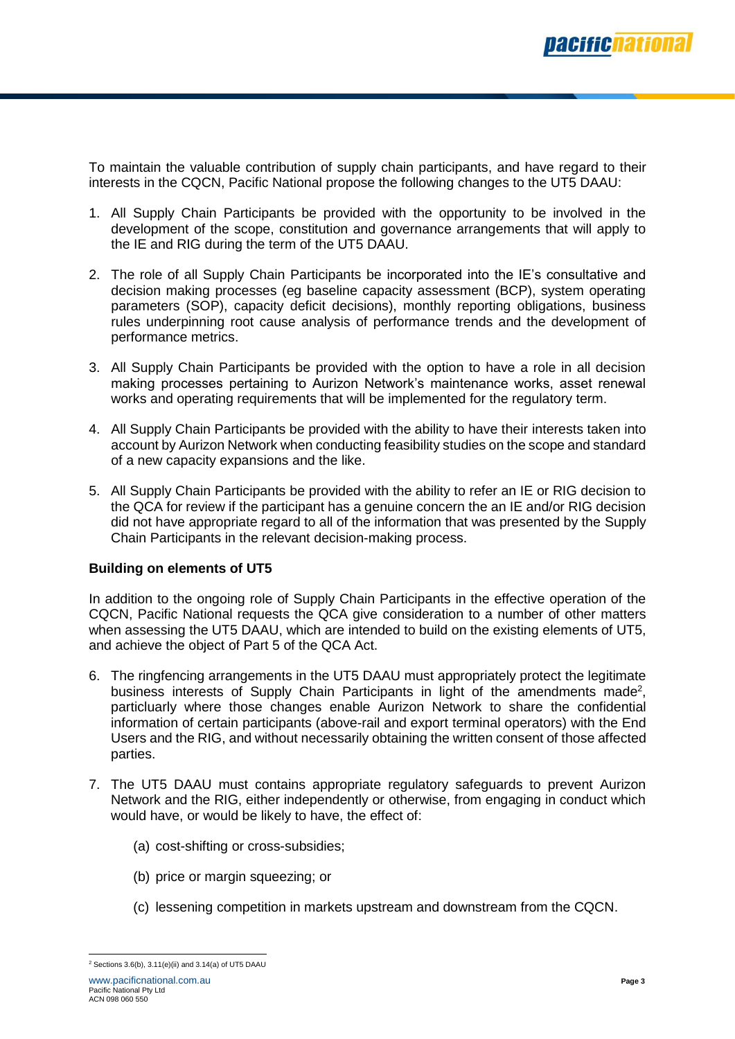To maintain the valuable contribution of supply chain participants, and have regard to their interests in the CQCN, Pacific National propose the following changes to the UT5 DAAU:

1. All Supply Chain Participants be provided with the opportunity to be involved in the development of the scope, constitution and governance arrangements that will apply to the IE and RIG during the term of the UT5 DAAU.
2. The role of all Supply Chain Participants be incorporated into the IE's consultative and decision making processes (eg baseline capacity assessment (BCP), system operating parameters (SOP), capacity deficit decisions), monthly reporting obligations, business rules underpinning root cause analysis of performance trends and the development of performance metrics.
3. All Supply Chain Participants be provided with the option to have a role in all decision making processes pertaining to Aurizon Network's maintenance works, asset renewal works and operating requirements that will be implemented for the regulatory term.
4. All Supply Chain Participants be provided with the ability to have their interests taken into account by Aurizon Network when conducting feasibility studies on the scope and standard of a new capacity expansions and the like.
5. All Supply Chain Participants be provided with the ability to refer an IE or RIG decision to the QCA for review if the participant has a genuine concern the an IE and/or RIG decision did not have appropriate regard to all of the information that was presented by the Supply Chain Participants in the relevant decision-making process.

**Building on elements of UT5**

In addition to the ongoing role of Supply Chain Participants in the effective operation of the CQCN, Pacific National requests the QCA give consideration to a number of other matters when assessing the UT5 DAAU, which are intended to build on the existing elements of UT5, and achieve the object of Part 5 of the QCA Act.

6. The ringfencing arrangements in the UT5 DAAU must appropriately protect the legitimate business interests of Supply Chain Participants in light of the amendments made[2], particluarly where those changes enable Aurizon Network to share the confidential information of certain participants (above-rail and export terminal operators) with the End Users and the RIG, and without necessarily obtaining the written consent of those affected parties.
7. The UT5 DAAU must contains appropriate regulatory safeguards to prevent Aurizon Network and the RIG, either independently or otherwise, from engaging in conduct which would have, or would be likely to have, the effect of:
   (a) cost-shifting or cross-subsidies;
   (b) price or margin squeezing; or
   (c) lessening competition in markets upstream and downstream from the CQCN.

[2] Sections 3.6(b), 3.11(e)(ii) and 3.14(a) of UT5 DAAU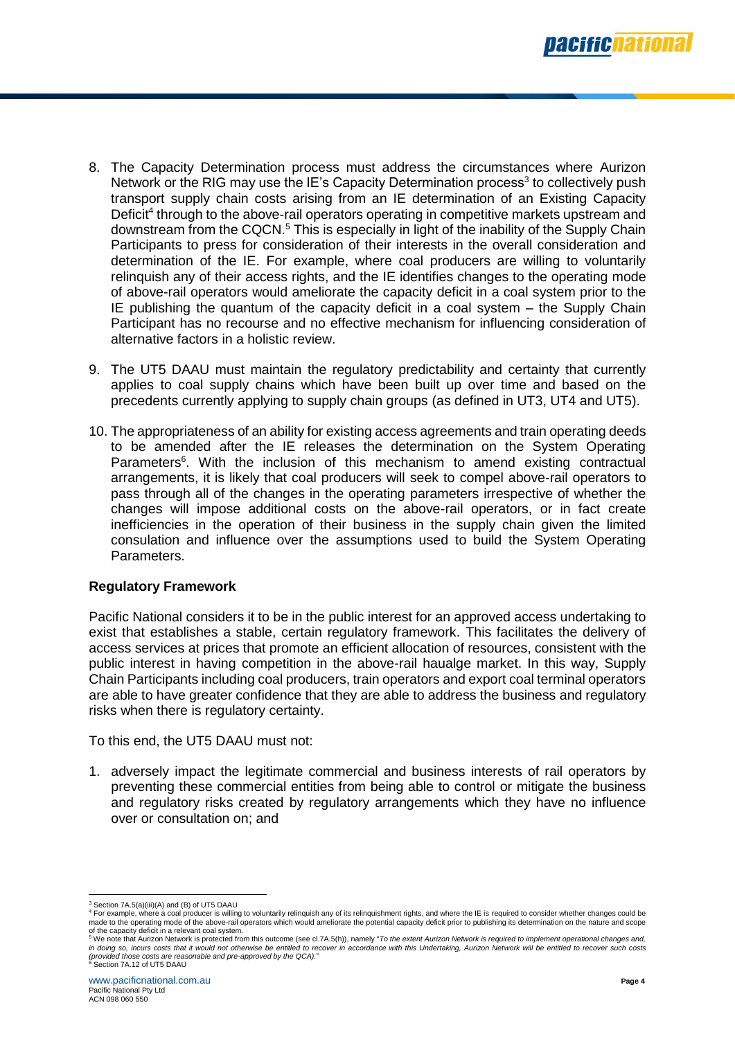8. The Capacity Determination process must address the circumstances where Aurizon Network or the RIG may use the IE's Capacity Determination process[3] to collectively push transport supply chain costs arising from an IE determination of an Existing Capacity Deficit[4] through to the above-rail operators operating in competitive markets upstream and downstream from the CQCN.[5] This is especially in light of the inability of the Supply Chain Participants to press for consideration of their interests in the overall consideration and determination of the IE. For example, where coal producers are willing to voluntarily relinquish any of their access rights, and the IE identifies changes to the operating mode of above-rail operators would ameliorate the capacity deficit in a coal system prior to the IE publishing the quantum of the capacity deficit in a coal system – the Supply Chain Participant has no recourse and no effective mechanism for influencing consideration of alternative factors in a holistic review.

9. The UT5 DAAU must maintain the regulatory predictability and certainty that currently applies to coal supply chains which have been built up over time and based on the precedents currently applying to supply chain groups (as defined in UT3, UT4 and UT5).

10. The appropriateness of an ability for existing access agreements and train operating deeds to be amended after the IE releases the determination on the System Operating Parameters[6]. With the inclusion of this mechanism to amend existing contractual arrangements, it is likely that coal producers will seek to compel above-rail operators to pass through all of the changes in the operating parameters irrespective of whether the changes will impose additional costs on the above-rail operators, or in fact create inefficiencies in the operation of their business in the supply chain given the limited consulation and influence over the assumptions used to build the System Operating Parameters.

**Regulatory Framework**

Pacific National considers it to be in the public interest for an approved access undertaking to exist that establishes a stable, certain regulatory framework. This facilitates the delivery of access services at prices that promote an efficient allocation of resources, consistent with the public interest in having competition in the above-rail haualge market. In this way, Supply Chain Participants including coal producers, train operators and export coal terminal operators are able to have greater confidence that they are able to address the business and regulatory risks when there is regulatory certainty.

To this end, the UT5 DAAU must not:

1. adversely impact the legitimate commercial and business interests of rail operators by preventing these commercial entities from being able to control or mitigate the business and regulatory risks created by regulatory arrangements which they have no influence over or consultation on; and

---

[3] Section 7A.5(a)(iii)(A) and (B) of UT5 DAAU

[4] For example, where a coal producer is willing to voluntarily relinquish any of its relinquishment rights, and where the IE is required to consider whether changes could be made to the operating mode of the above-rail operators which would ameliorate the potential capacity deficit prior to publishing its determination on the nature and scope of the capacity deficit in a relevant coal system.

[5] We note that Aurizon Network is protected from this outcome (see cl.7A.5(h)), namely "*To the extent Aurizon Network is required to implement operational changes and, in doing so, incurs costs that it would not otherwise be entitled to recover in accordance with this Undertaking, Aurizon Network will be entitled to recover such costs (provided those costs are reasonable and pre-approved by the QCA).*"

[6] Section 7A.12 of UT5 DAAU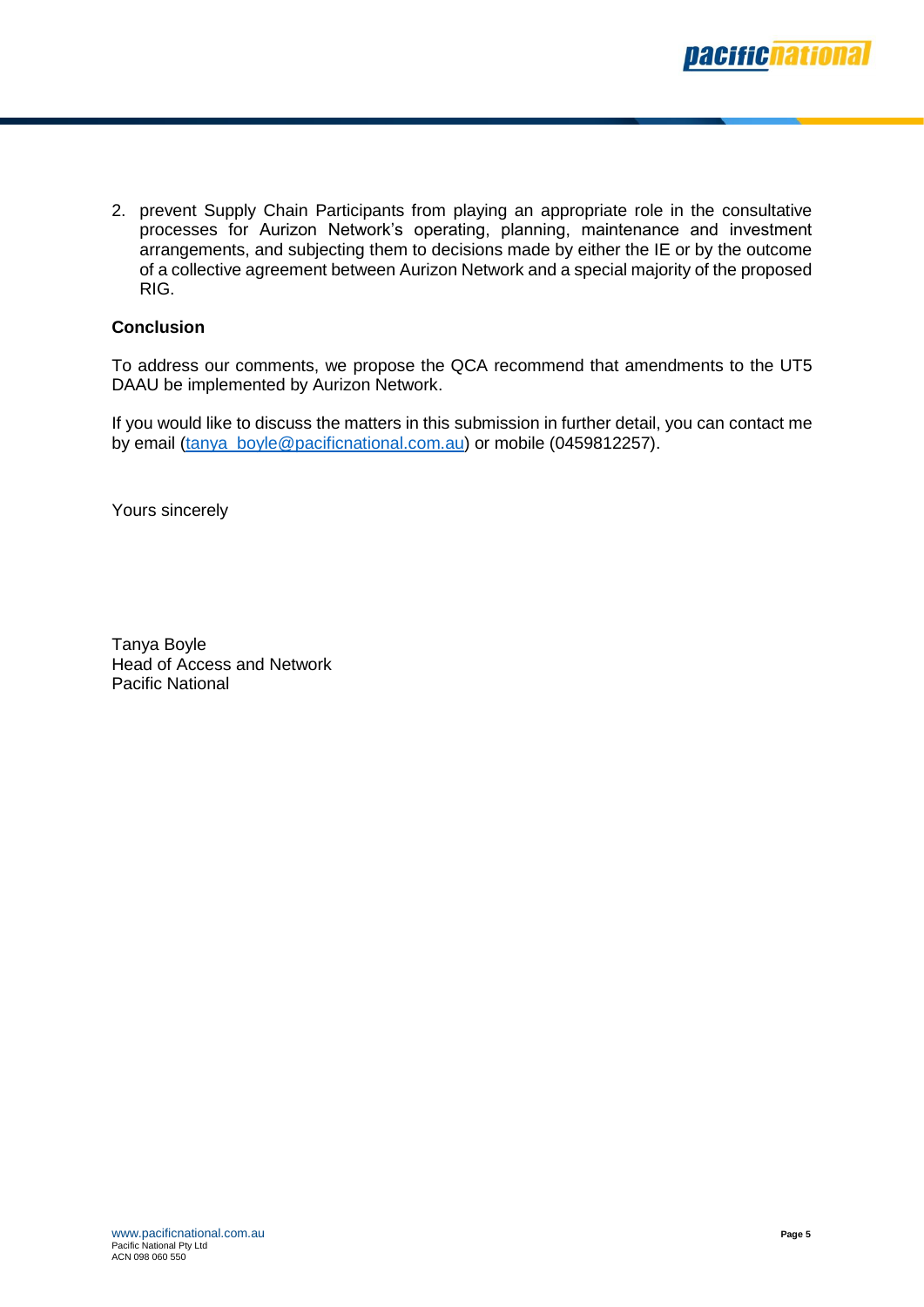2. prevent Supply Chain Participants from playing an appropriate role in the consultative processes for Aurizon Network's operating, planning, maintenance and investment arrangements, and subjecting them to decisions made by either the IE or by the outcome of a collective agreement between Aurizon Network and a special majority of the proposed RIG.

**Conclusion**

To address our comments, we propose the QCA recommend that amendments to the UT5 DAAU be implemented by Aurizon Network.

If you would like to discuss the matters in this submission in further detail, you can contact me by email (tanya_boyle@pacificnational.com.au) or mobile (0459812257).

Yours sincerely

Tanya Boyle
Head of Access and Network
Pacific National